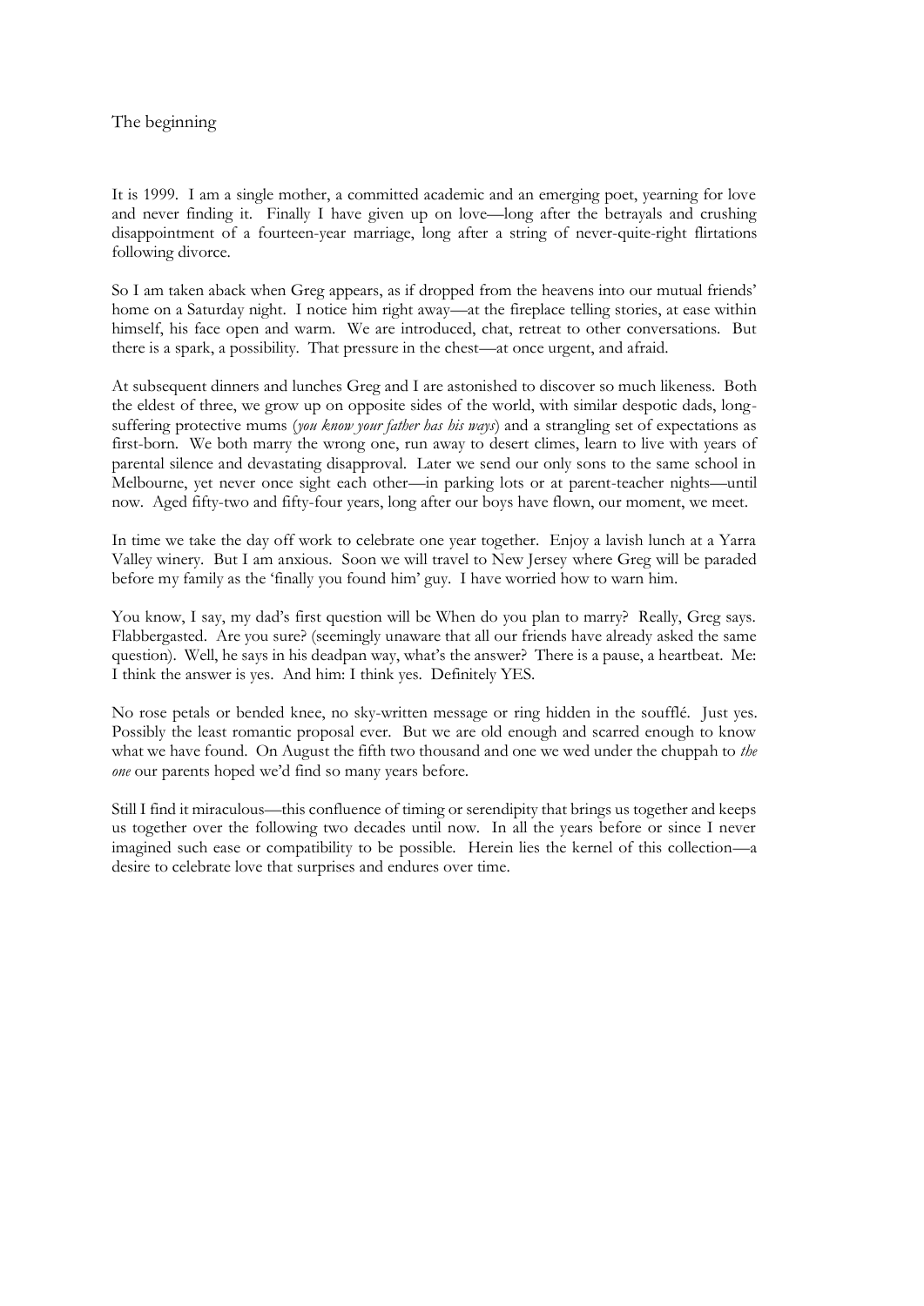# The beginning

It is 1999. I am a single mother, a committed academic and an emerging poet, yearning for love and never finding it. Finally I have given up on love—long after the betrayals and crushing disappointment of a fourteen-year marriage, long after a string of never-quite-right flirtations following divorce.

So I am taken aback when Greg appears, as if dropped from the heavens into our mutual friends' home on a Saturday night. I notice him right away—at the fireplace telling stories, at ease within himself, his face open and warm. We are introduced, chat, retreat to other conversations. But there is a spark, a possibility. That pressure in the chest—at once urgent, and afraid.

At subsequent dinners and lunches Greg and I are astonished to discover so much likeness. Both the eldest of three, we grow up on opposite sides of the world, with similar despotic dads, long-suffering protective mums (*you know your father has his ways*) and a strangling set of expectations as first-born. We both marry the wrong one, run away to desert climes, learn to live with years of parental silence and devastating disapproval. Later we send our only sons to the same school in Melbourne, yet never once sight each other—in parking lots or at parent-teacher nights—until now. Aged fifty-two and fifty-four years, long after our boys have flown, our moment, we meet.

In time we take the day off work to celebrate one year together. Enjoy a lavish lunch at a Yarra Valley winery. But I am anxious. Soon we will travel to New Jersey where Greg will be paraded before my family as the 'finally you found him' guy. I have worried how to warn him.

You know, I say, my dad's first question will be When do you plan to marry? Really, Greg says. Flabbergasted. Are you sure? (seemingly unaware that all our friends have already asked the same question). Well, he says in his deadpan way, what's the answer? There is a pause, a heartbeat. Me: I think the answer is yes. And him: I think yes. Definitely YES.

No rose petals or bended knee, no sky-written message or ring hidden in the soufflé. Just yes. Possibly the least romantic proposal ever. But we are old enough and scarred enough to know what we have found. On August the fifth two thousand and one we wed under the chuppah to *the one* our parents hoped we'd find so many years before.

Still I find it miraculous—this confluence of timing or serendipity that brings us together and keeps us together over the following two decades until now. In all the years before or since I never imagined such ease or compatibility to be possible. Herein lies the kernel of this collection—a desire to celebrate love that surprises and endures over time.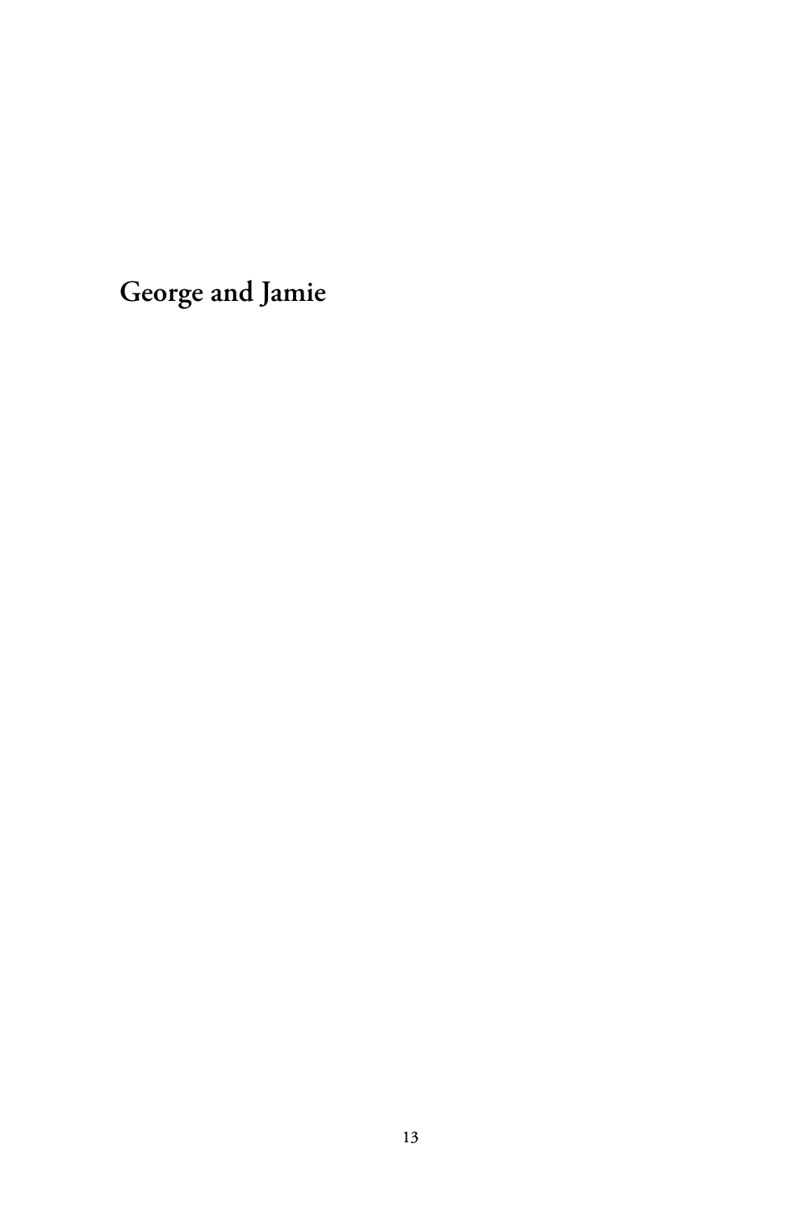# George and Jamie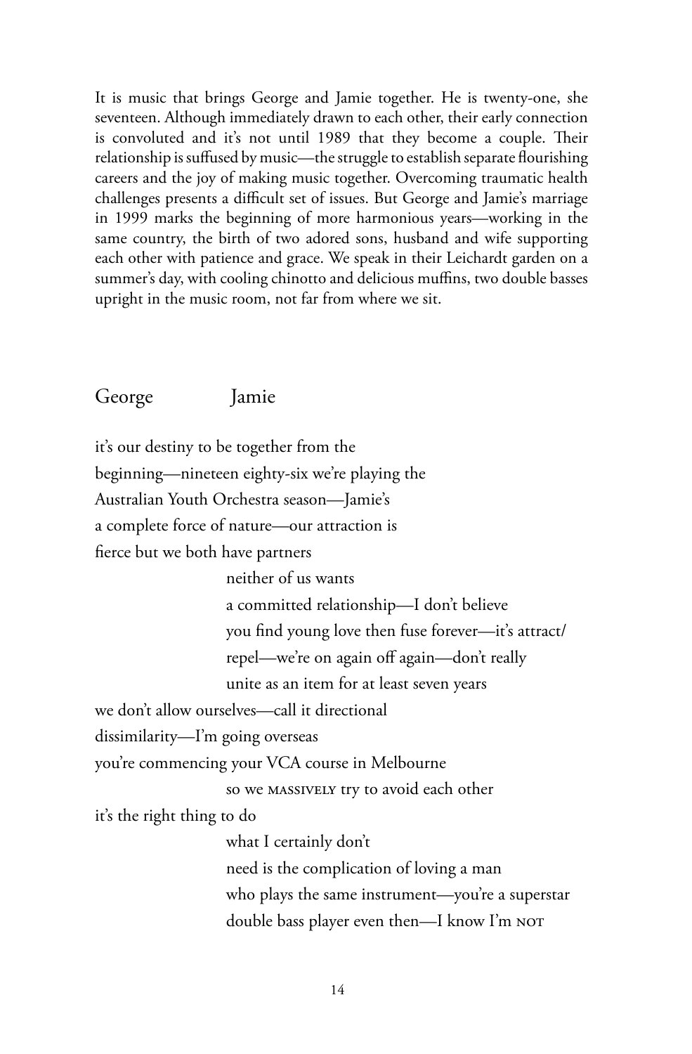It is music that brings George and Jamie together. He is twenty-one, she seventeen. Although immediately drawn to each other, their early connection is convoluted and it's not until 1989 that they become a couple. Their relationship is suffused by music—the struggle to establish separate flourishing careers and the joy of making music together. Overcoming traumatic health challenges presents a difficult set of issues. But George and Jamie's marriage in 1999 marks the beginning of more harmonious years—working in the same country, the birth of two adored sons, husband and wife supporting each other with patience and grace. We speak in their Leichardt garden on a summer's day, with cooling chinotto and delicious muffins, two double basses upright in the music room, not far from where we sit.

George          Jamie

it's our destiny to be together from the  
beginning—nineteen eighty-six we're playing the  
Australian Youth Orchestra season—Jamie's  
a complete force of nature—our attraction is  
fierce but we both have partners

          neither of us wants  
          a committed relationship—I don't believe  
          you find young love then fuse forever—it's attract/  
          repel—we're on again off again—don't really  
          unite as an item for at least seven years

we don't allow ourselves—call it directional  
dissimilarity—I'm going overseas  
you're commencing your VCA course in Melbourne

          so we MASSIVELY try to avoid each other

it's the right thing to do

          what I certainly don't  
          need is the complication of loving a man  
          who plays the same instrument—you're a superstar  
          double bass player even then—I know I'm NOT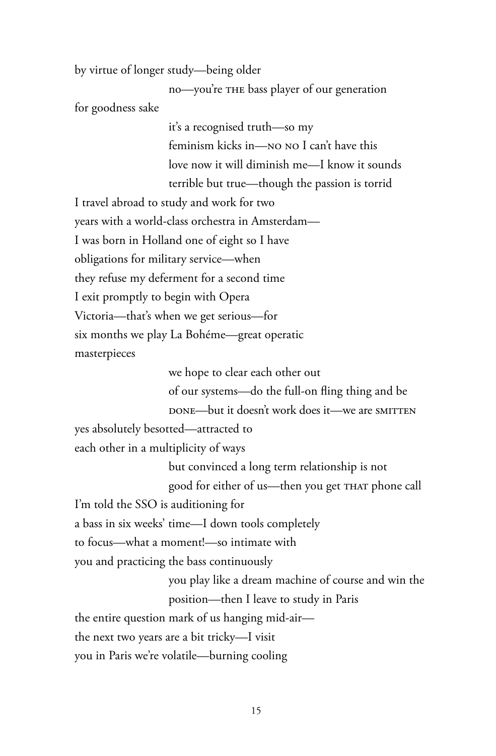by virtue of longer study—being older

                    no—you're THE bass player of our generation

for goodness sake

                    it's a recognised truth—so my
                    feminism kicks in—NO NO I can't have this
                    love now it will diminish me—I know it sounds
                    terrible but true—though the passion is torrid

I travel abroad to study and work for two
years with a world-class orchestra in Amsterdam—
I was born in Holland one of eight so I have
obligations for military service—when
they refuse my deferment for a second time
I exit promptly to begin with Opera
Victoria—that's when we get serious—for
six months we play La Bohéme—great operatic
masterpieces

                    we hope to clear each other out
                    of our systems—do the full-on fling thing and be
                    DONE—but it doesn't work does it—we are SMITTEN

yes absolutely besotted—attracted to
each other in a multiplicity of ways

                    but convinced a long term relationship is not
                    good for either of us—then you get THAT phone call

I'm told the SSO is auditioning for
a bass in six weeks' time—I down tools completely
to focus—what a moment!—so intimate with
you and practicing the bass continuously

                    you play like a dream machine of course and win the
                    position—then I leave to study in Paris

the entire question mark of us hanging mid-air—
the next two years are a bit tricky—I visit
you in Paris we're volatile—burning cooling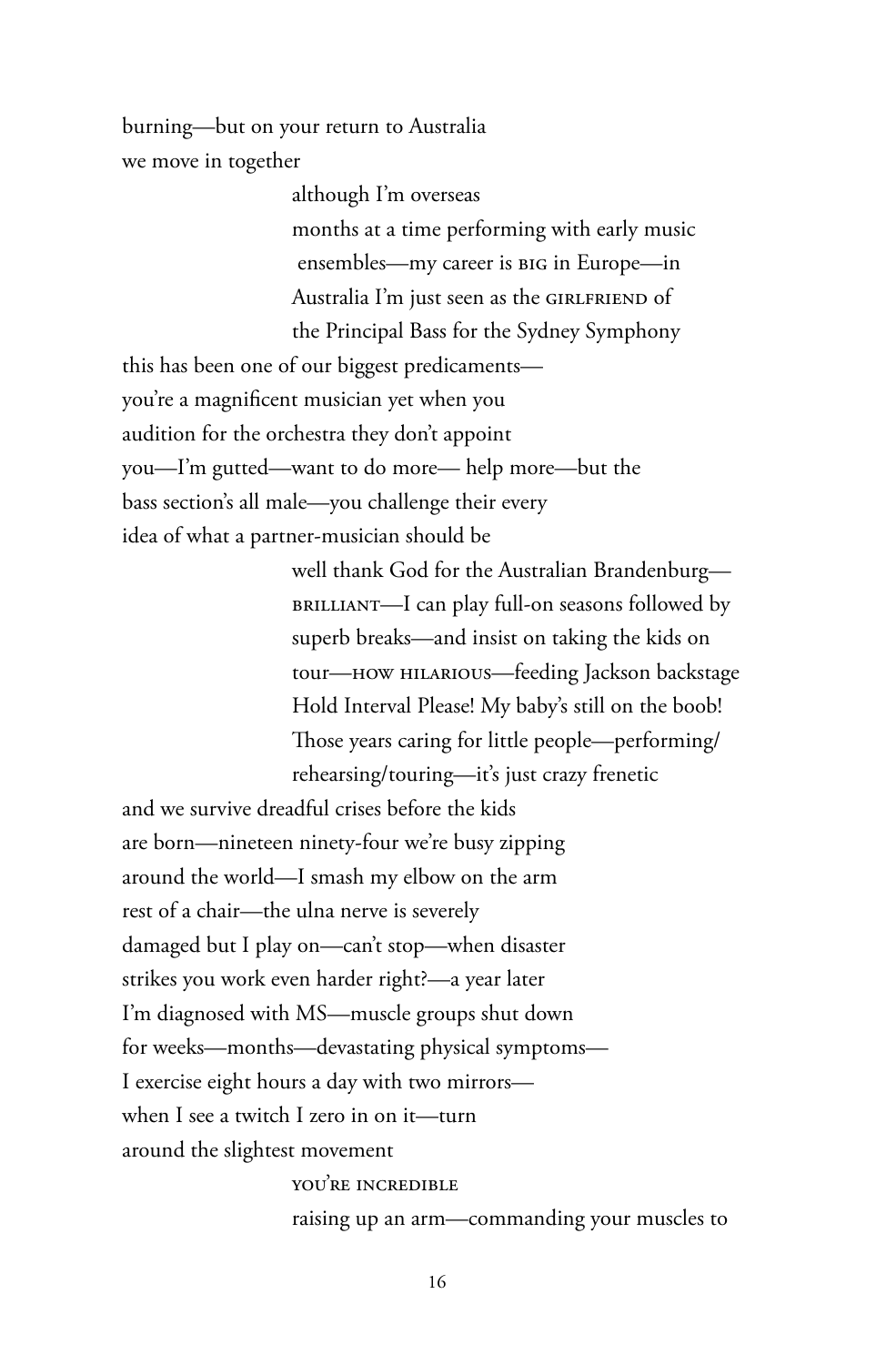burning—but on your return to Australia
we move in together

> although I'm overseas
> months at a time performing with early music
> ensembles—my career is BIG in Europe—in
> Australia I'm just seen as the GIRLFRIEND of
> the Principal Bass for the Sydney Symphony

this has been one of our biggest predicaments—
you're a magnificent musician yet when you
audition for the orchestra they don't appoint
you—I'm gutted—want to do more— help more—but the
bass section's all male—you challenge their every
idea of what a partner-musician should be

> well thank God for the Australian Brandenburg—
> BRILLIANT—I can play full-on seasons followed by
> superb breaks—and insist on taking the kids on
> tour—HOW HILARIOUS—feeding Jackson backstage
> Hold Interval Please! My baby's still on the boob!
> Those years caring for little people—performing/
> rehearsing/touring—it's just crazy frenetic

and we survive dreadful crises before the kids
are born—nineteen ninety-four we're busy zipping
around the world—I smash my elbow on the arm
rest of a chair—the ulna nerve is severely
damaged but I play on—can't stop—when disaster
strikes you work even harder right?—a year later
I'm diagnosed with MS—muscle groups shut down
for weeks—months—devastating physical symptoms—
I exercise eight hours a day with two mirrors—
when I see a twitch I zero in on it—turn
around the slightest movement

> YOU'RE INCREDIBLE
> raising up an arm—commanding your muscles to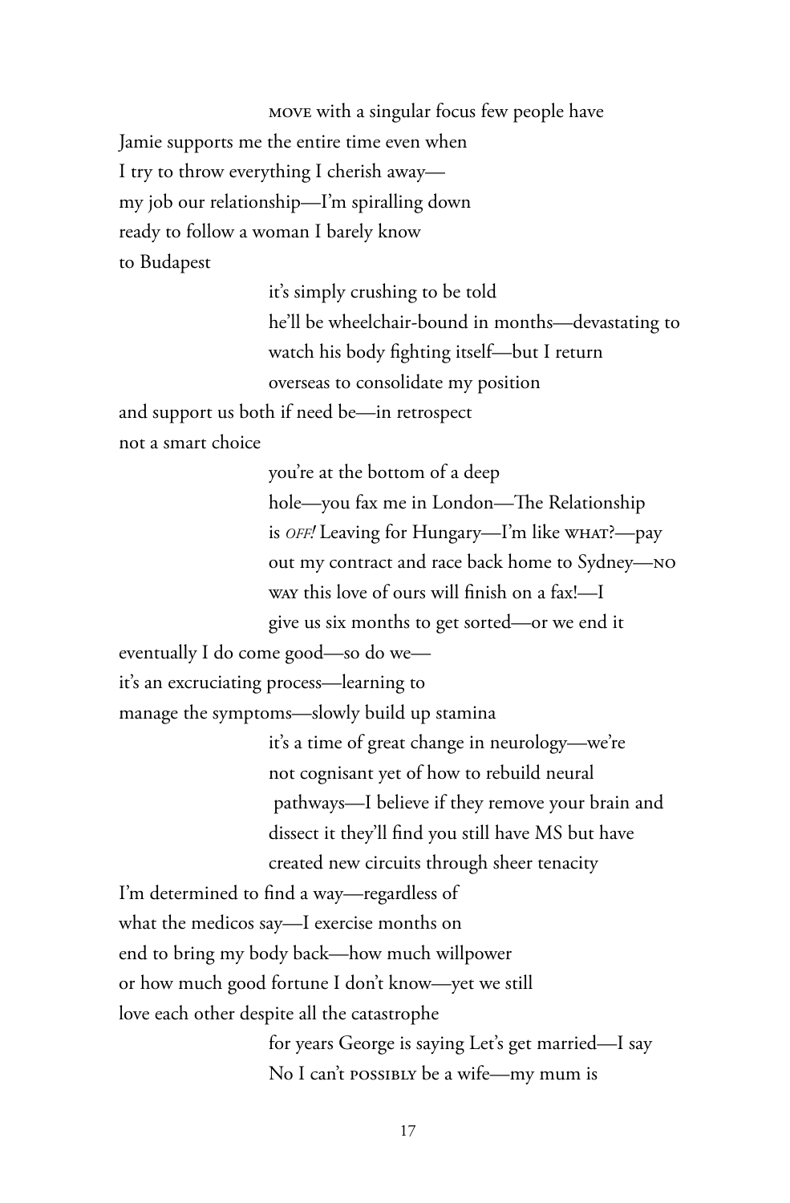MOVE with a singular focus few people have
Jamie supports me the entire time even when
I try to throw everything I cherish away—
my job our relationship—I'm spiralling down
ready to follow a woman I barely know
to Budapest

it's simply crushing to be told
he'll be wheelchair-bound in months—devastating to
watch his body fighting itself—but I return
overseas to consolidate my position

and support us both if need be—in retrospect
not a smart choice

you're at the bottom of a deep
hole—you fax me in London—The Relationship
is *OFF!* Leaving for Hungary—I'm like WHAT?—pay
out my contract and race back home to Sydney—NO
WAY this love of ours will finish on a fax!—I
give us six months to get sorted—or we end it

eventually I do come good—so do we—
it's an excruciating process—learning to
manage the symptoms—slowly build up stamina

it's a time of great change in neurology—we're
not cognisant yet of how to rebuild neural
pathways—I believe if they remove your brain and
dissect it they'll find you still have MS but have
created new circuits through sheer tenacity

I'm determined to find a way—regardless of
what the medicos say—I exercise months on
end to bring my body back—how much willpower
or how much good fortune I don't know—yet we still
love each other despite all the catastrophe

for years George is saying Let's get married—I say
No I can't POSSIBLY be a wife—my mum is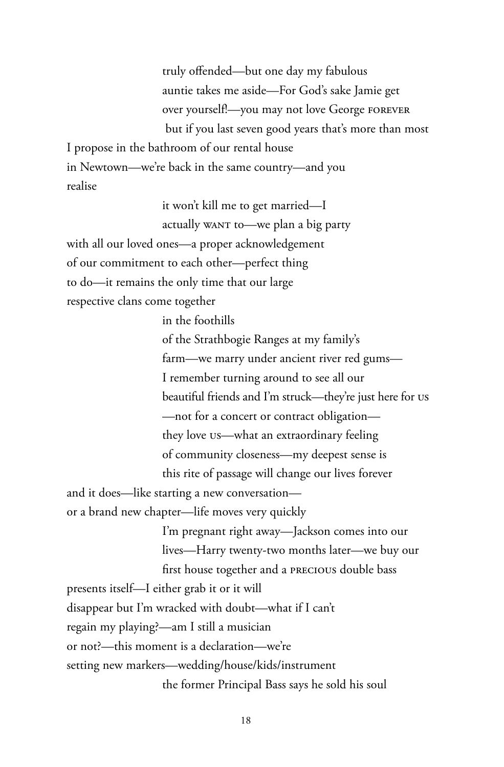truly offended—but one day my fabulous  
auntie takes me aside—For God's sake Jamie get  
over yourself!—you may not love George FOREVER  
but if you last seven good years that's more than most

I propose in the bathroom of our rental house  
in Newtown—we're back in the same country—and you  
realise

it won't kill me to get married—I  
actually WANT to—we plan a big party

with all our loved ones—a proper acknowledgement  
of our commitment to each other—perfect thing  
to do—it remains the only time that our large  
respective clans come together

in the foothills  
of the Strathbogie Ranges at my family's  
farm—we marry under ancient river red gums—  
I remember turning around to see all our  
beautiful friends and I'm struck—they're just here for US  
—not for a concert or contract obligation—  
they love US—what an extraordinary feeling  
of community closeness—my deepest sense is  
this rite of passage will change our lives forever

and it does—like starting a new conversation—  
or a brand new chapter—life moves very quickly

I'm pregnant right away—Jackson comes into our  
lives—Harry twenty-two months later—we buy our  
first house together and a PRECIOUS double bass

presents itself—I either grab it or it will  
disappear but I'm wracked with doubt—what if I can't  
regain my playing?—am I still a musician  
or not?—this moment is a declaration—we're  
setting new markers—wedding/house/kids/instrument

the former Principal Bass says he sold his soul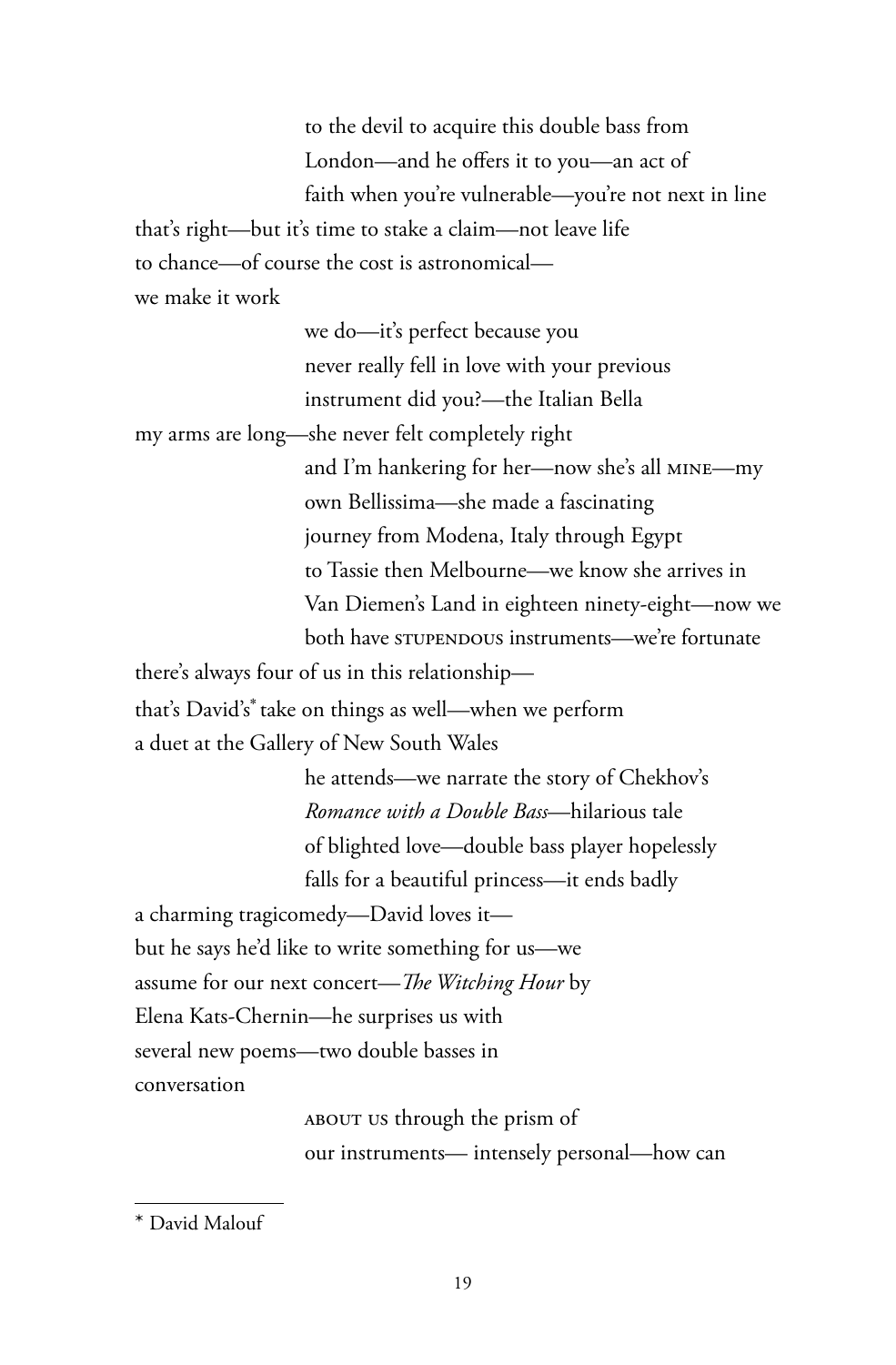to the devil to acquire this double bass from
London—and he offers it to you—an act of
faith when you're vulnerable—you're not next in line

that's right—but it's time to stake a claim—not leave life
to chance—of course the cost is astronomical—
we make it work

we do—it's perfect because you
never really fell in love with your previous
instrument did you?—the Italian Bella

my arms are long—she never felt completely right

and I'm hankering for her—now she's all MINE—my
own Bellissima—she made a fascinating
journey from Modena, Italy through Egypt
to Tassie then Melbourne—we know she arrives in
Van Diemen's Land in eighteen ninety-eight—now we
both have STUPENDOUS instruments—we're fortunate

there's always four of us in this relationship—
that's David's* take on things as well—when we perform
a duet at the Gallery of New South Wales

he attends—we narrate the story of Chekhov's
*Romance with a Double Bass*—hilarious tale
of blighted love—double bass player hopelessly
falls for a beautiful princess—it ends badly

a charming tragicomedy—David loves it—
but he says he'd like to write something for us—we
assume for our next concert—*The Witching Hour* by
Elena Kats-Chernin—he surprises us with
several new poems—two double basses in
conversation

ABOUT US through the prism of
our instruments— intensely personal—how can

---

\* David Malouf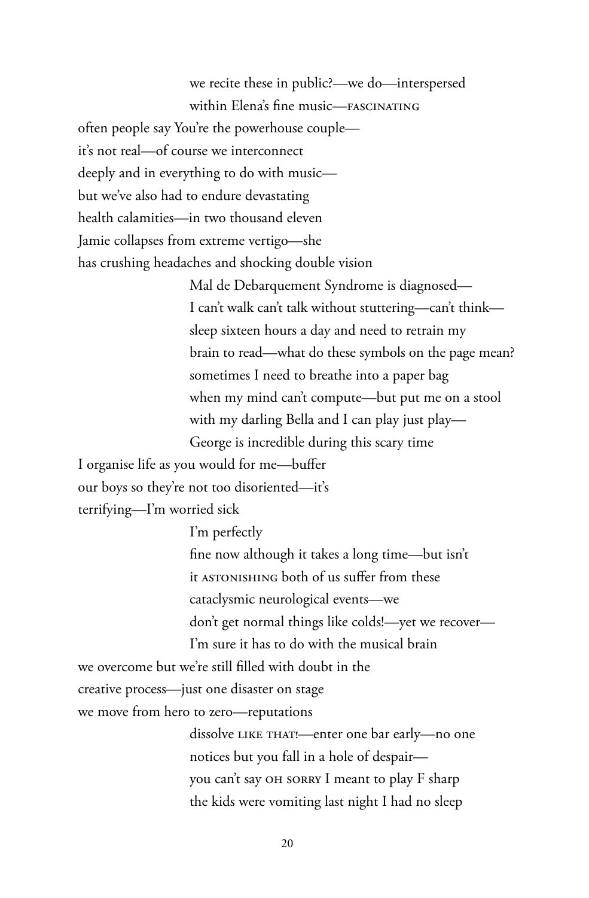we recite these in public?—we do—interspersed
within Elena's fine music—FASCINATING

often people say You're the powerhouse couple—
it's not real—of course we interconnect
deeply and in everything to do with music—
but we've also had to endure devastating
health calamities—in two thousand eleven
Jamie collapses from extreme vertigo—she
has crushing headaches and shocking double vision

Mal de Debarquement Syndrome is diagnosed—
I can't walk can't talk without stuttering—can't think—
sleep sixteen hours a day and need to retrain my
brain to read—what do these symbols on the page mean?
sometimes I need to breathe into a paper bag
when my mind can't compute—but put me on a stool
with my darling Bella and I can play just play—
George is incredible during this scary time

I organise life as you would for me—buffer
our boys so they're not too disoriented—it's
terrifying—I'm worried sick

I'm perfectly
fine now although it takes a long time—but isn't
it ASTONISHING both of us suffer from these
cataclysmic neurological events—we
don't get normal things like colds!—yet we recover—
I'm sure it has to do with the musical brain

we overcome but we're still filled with doubt in the
creative process—just one disaster on stage
we move from hero to zero—reputations

dissolve LIKE THAT!—enter one bar early—no one
notices but you fall in a hole of despair—
you can't say OH SORRY I meant to play F sharp
the kids were vomiting last night I had no sleep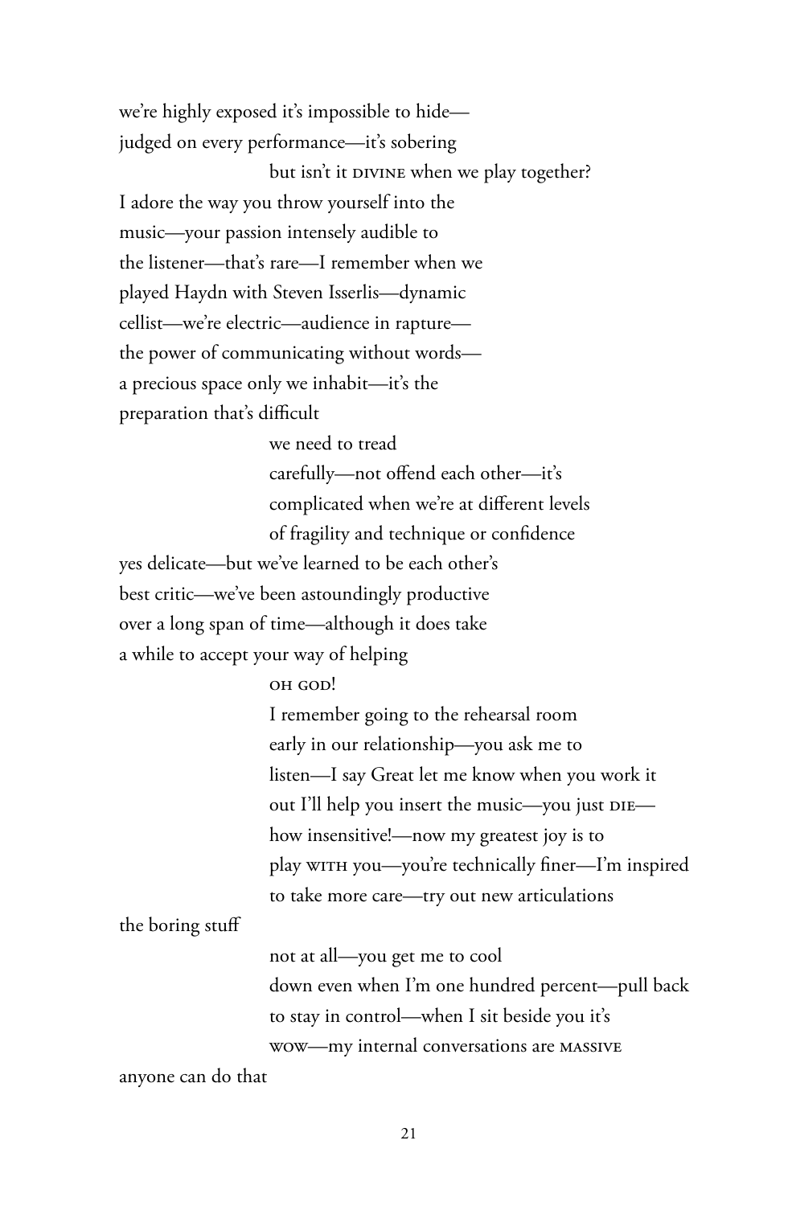we're highly exposed it's impossible to hide—
judged on every performance—it's sobering

                    but isn't it DIVINE when we play together?

I adore the way you throw yourself into the
music—your passion intensely audible to
the listener—that's rare—I remember when we
played Haydn with Steven Isserlis—dynamic
cellist—we're electric—audience in rapture—
the power of communicating without words—
a precious space only we inhabit—it's the
preparation that's difficult

                    we need to tread
                    carefully—not offend each other—it's
                    complicated when we're at different levels
                    of fragility and technique or confidence

yes delicate—but we've learned to be each other's
best critic—we've been astoundingly productive
over a long span of time—although it does take
a while to accept your way of helping

                    OH GOD!
                    I remember going to the rehearsal room
                    early in our relationship—you ask me to
                    listen—I say Great let me know when you work it
                    out I'll help you insert the music—you just DIE—
                    how insensitive!—now my greatest joy is to
                    play WITH you—you're technically finer—I'm inspired
                    to take more care—try out new articulations

the boring stuff

                    not at all—you get me to cool
                    down even when I'm one hundred percent—pull back
                    to stay in control—when I sit beside you it's
                    WOW—my internal conversations are MASSIVE

anyone can do that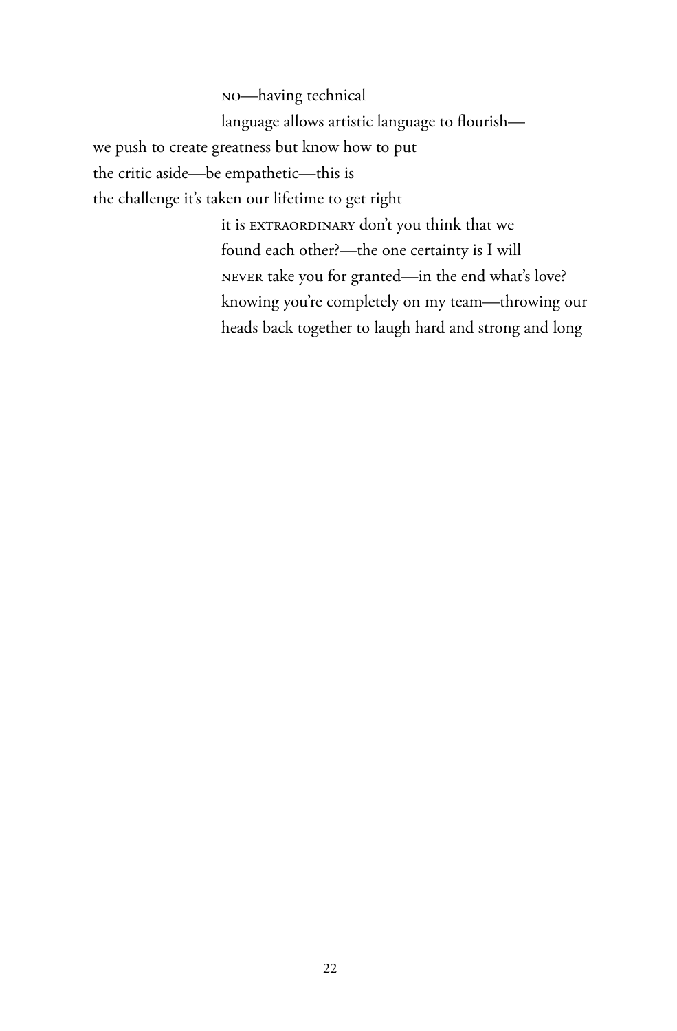NO—having technical
language allows artistic language to flourish—
we push to create greatness but know how to put
the critic aside—be empathetic—this is
the challenge it's taken our lifetime to get right
it is EXTRAORDINARY don't you think that we
found each other?—the one certainty is I will
NEVER take you for granted—in the end what's love?
knowing you're completely on my team—throwing our
heads back together to laugh hard and strong and long